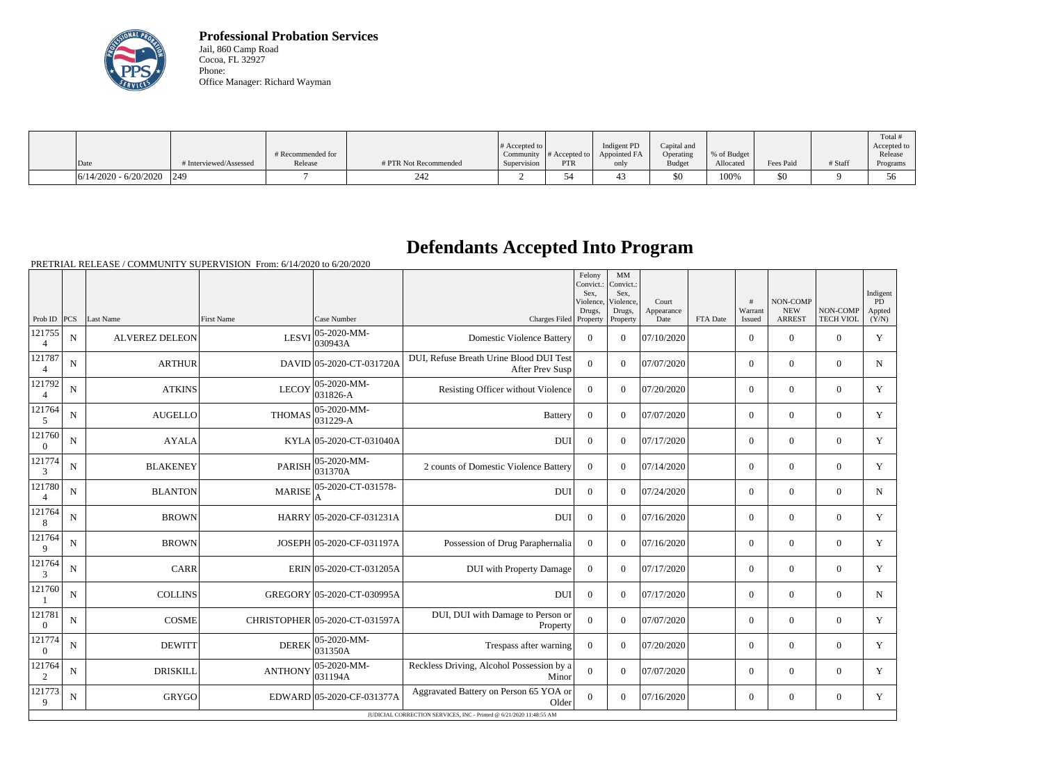**Professional Probation Services**
Jail, 860 Camp Road
Cocoa, FL 32927
Phone:
Office Manager: Richard Wayman

| Date | # Interviewed/Assessed | # Recommended for Release | # PTR Not Recommended | # Accepted to Community Supervision | # Accepted to PTR | Indigent PD Appointed FA only | Capital and Operating Budget | % of Budget Allocated | Fees Paid | # Staff | Total # Accepted to Release Programs |
|---|---|---|---|---|---|---|---|---|---|---|---|
| 6/14/2020 - 6/20/2020 | 249 | 7 | 242 | 2 | 54 | 43 | $0 | 100% | $0 | 9 | 56 |

# Defendants Accepted Into Program

PRETRIAL RELEASE / COMMUNITY SUPERVISION From: 6/14/2020 to 6/20/2020

| Prob ID | PCS | Last Name | First Name | Case Number | Charges Filed | Felony Convict.: Sex, Violence, Drugs, Property | MM Convict.: Sex, Violence, Drugs, Property | Court Appearance Date | FTA Date | # Warrant Issued | NON-COMP NEW ARREST | NON-COMP TECH VIOL | Indigent PD Appted (Y/N) |
|---|---|---|---|---|---|---|---|---|---|---|---|---|---|
| 1217554 | N | ALVEREZ DELEON | LESVI | 05-2020-MM-030943A | Domestic Violence Battery | 0 | 0 | 07/10/2020 | | 0 | 0 | 0 | Y |
| 1217874 | N | ARTHUR | DAVID | 05-2020-CT-031720A | DUI, Refuse Breath Urine Blood DUI Test After Prev Susp | 0 | 0 | 07/07/2020 | | 0 | 0 | 0 | N |
| 1217924 | N | ATKINS | LECOY | 05-2020-MM-031826-A | Resisting Officer without Violence | 0 | 0 | 07/20/2020 | | 0 | 0 | 0 | Y |
| 1217645 | N | AUGELLO | THOMAS | 05-2020-MM-031229-A | Battery | 0 | 0 | 07/07/2020 | | 0 | 0 | 0 | Y |
| 1217600 | N | AYALA | KYLA | 05-2020-CT-031040A | DUI | 0 | 0 | 07/17/2020 | | 0 | 0 | 0 | Y |
| 1217743 | N | BLAKENEY | PARISH | 05-2020-MM-031370A | 2 counts of Domestic Violence Battery | 0 | 0 | 07/14/2020 | | 0 | 0 | 0 | Y |
| 1217804 | N | BLANTON | MARISE | 05-2020-CT-031578-A | DUI | 0 | 0 | 07/24/2020 | | 0 | 0 | 0 | N |
| 1217648 | N | BROWN | HARRY | 05-2020-CF-031231A | DUI | 0 | 0 | 07/16/2020 | | 0 | 0 | 0 | Y |
| 1217649 | N | BROWN | JOSEPH | 05-2020-CF-031197A | Possession of Drug Paraphernalia | 0 | 0 | 07/16/2020 | | 0 | 0 | 0 | Y |
| 1217643 | N | CARR | ERIN | 05-2020-CT-031205A | DUI with Property Damage | 0 | 0 | 07/17/2020 | | 0 | 0 | 0 | Y |
| 1217601 | N | COLLINS | GREGORY | 05-2020-CT-030995A | DUI | 0 | 0 | 07/17/2020 | | 0 | 0 | 0 | N |
| 1217810 | N | COSME | CHRISTOPHER | 05-2020-CT-031597A | DUI, DUI with Damage to Person or Property | 0 | 0 | 07/07/2020 | | 0 | 0 | 0 | Y |
| 1217740 | N | DEWITT | DEREK | 05-2020-MM-031350A | Trespass after warning | 0 | 0 | 07/20/2020 | | 0 | 0 | 0 | Y |
| 1217642 | N | DRISKILL | ANTHONY | 05-2020-MM-031194A | Reckless Driving, Alcohol Possession by a Minor | 0 | 0 | 07/07/2020 | | 0 | 0 | 0 | Y |
| 1217739 | N | GRYGO | EDWARD | 05-2020-CF-031377A | Aggravated Battery on Person 65 YOA or Older | 0 | 0 | 07/16/2020 | | 0 | 0 | 0 | Y |

JUDICIAL CORRECTION SERVICES, INC - Printed @ 6/21/2020 11:48:55 AM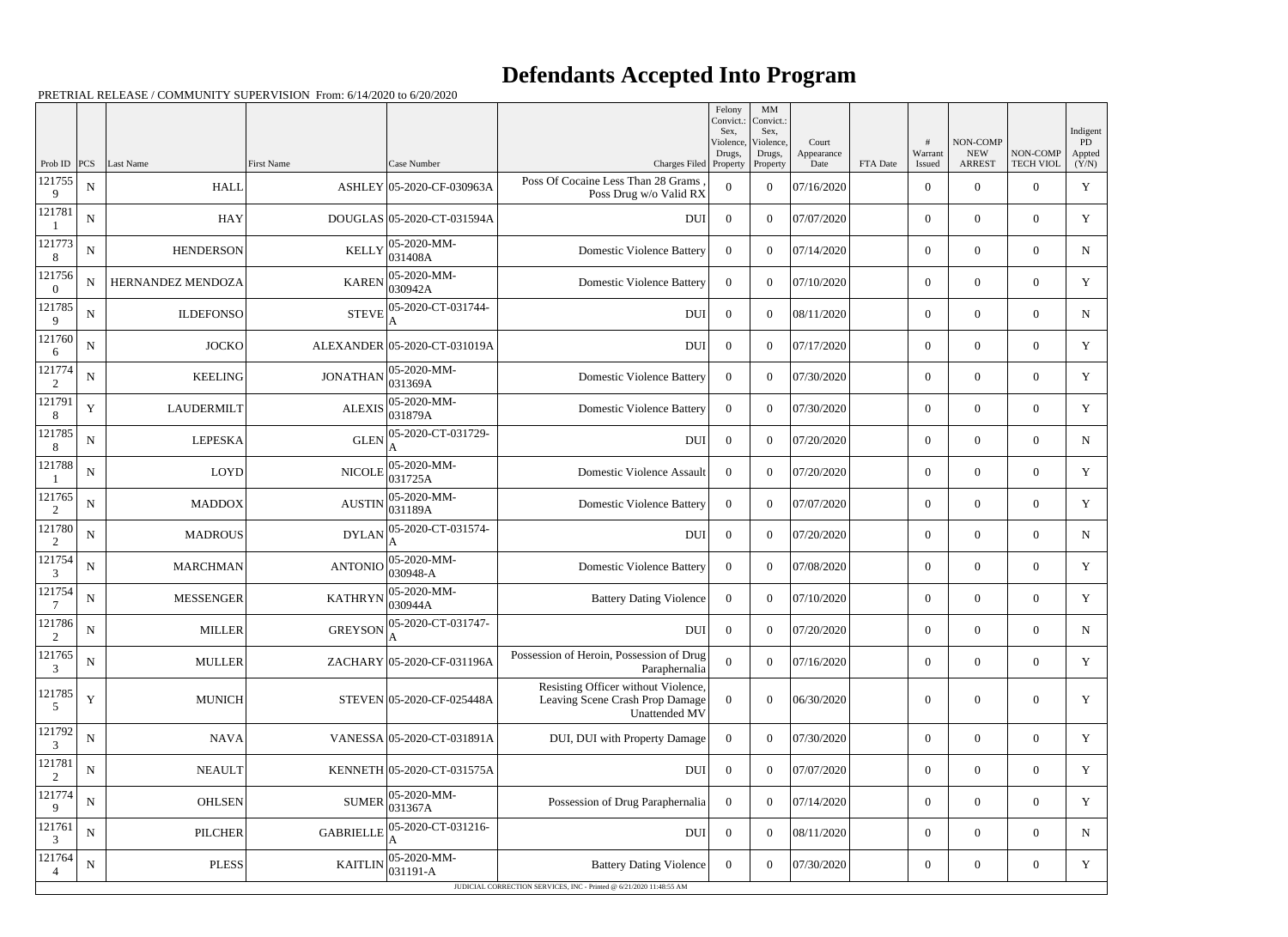# Defendants Accepted Into Program

PRETRIAL RELEASE / COMMUNITY SUPERVISION From: 6/14/2020 to 6/20/2020

| Prob ID | PCS | Last Name | First Name | Case Number | Charges Filed | Felony Convict.: Sex, Violence, Drugs, Property | MM Convict.: Sex, Violence, Drugs, Property | Court Appearance Date | FTA Date | # Warrant Issued | NON-COMP NEW ARREST | NON-COMP TECH VIOL | Indigent PD Appted (Y/N) |
|---|---|---|---|---|---|---|---|---|---|---|---|---|---|
| 1217559 | N | HALL | ASHLEY | 05-2020-CF-030963A | Poss Of Cocaine Less Than 28 Grams , Poss Drug w/o Valid RX | 0 | 0 | 07/16/2020 | | 0 | 0 | 0 | Y |
| 1217811 | N | HAY | DOUGLAS | 05-2020-CT-031594A | DUI | 0 | 0 | 07/07/2020 | | 0 | 0 | 0 | Y |
| 1217738 | N | HENDERSON | KELLY | 05-2020-MM-031408A | Domestic Violence Battery | 0 | 0 | 07/14/2020 | | 0 | 0 | 0 | N |
| 1217560 | N | HERNANDEZ MENDOZA | KAREN | 05-2020-MM-030942A | Domestic Violence Battery | 0 | 0 | 07/10/2020 | | 0 | 0 | 0 | Y |
| 1217859 | N | ILDEFONSO | STEVE | 05-2020-CT-031744-A | DUI | 0 | 0 | 08/11/2020 | | 0 | 0 | 0 | N |
| 1217606 | N | JOCKO | ALEXANDER | 05-2020-CT-031019A | DUI | 0 | 0 | 07/17/2020 | | 0 | 0 | 0 | Y |
| 1217742 | N | KEELING | JONATHAN | 05-2020-MM-031369A | Domestic Violence Battery | 0 | 0 | 07/30/2020 | | 0 | 0 | 0 | Y |
| 1217918 | Y | LAUDERMILT | ALEXIS | 05-2020-MM-031879A | Domestic Violence Battery | 0 | 0 | 07/30/2020 | | 0 | 0 | 0 | Y |
| 1217858 | N | LEPESKA | GLEN | 05-2020-CT-031729-A | DUI | 0 | 0 | 07/20/2020 | | 0 | 0 | 0 | N |
| 1217881 | N | LOYD | NICOLE | 05-2020-MM-031725A | Domestic Violence Assault | 0 | 0 | 07/20/2020 | | 0 | 0 | 0 | Y |
| 1217652 | N | MADDOX | AUSTIN | 05-2020-MM-031189A | Domestic Violence Battery | 0 | 0 | 07/07/2020 | | 0 | 0 | 0 | Y |
| 1217802 | N | MADROUS | DYLAN | 05-2020-CT-031574-A | DUI | 0 | 0 | 07/20/2020 | | 0 | 0 | 0 | N |
| 1217543 | N | MARCHMAN | ANTONIO | 05-2020-MM-030948-A | Domestic Violence Battery | 0 | 0 | 07/08/2020 | | 0 | 0 | 0 | Y |
| 1217547 | N | MESSENGER | KATHRYN | 05-2020-MM-030944A | Battery Dating Violence | 0 | 0 | 07/10/2020 | | 0 | 0 | 0 | Y |
| 1217862 | N | MILLER | GREYSON | 05-2020-CT-031747-A | DUI | 0 | 0 | 07/20/2020 | | 0 | 0 | 0 | N |
| 1217653 | N | MULLER | ZACHARY | 05-2020-CF-031196A | Possession of Heroin, Possession of Drug Paraphernalia | 0 | 0 | 07/16/2020 | | 0 | 0 | 0 | Y |
| 1217855 | Y | MUNICH | STEVEN | 05-2020-CF-025448A | Resisting Officer without Violence, Leaving Scene Crash Prop Damage Unattended MV | 0 | 0 | 06/30/2020 | | 0 | 0 | 0 | Y |
| 1217923 | N | NAVA | VANESSA | 05-2020-CT-031891A | DUI, DUI with Property Damage | 0 | 0 | 07/30/2020 | | 0 | 0 | 0 | Y |
| 1217812 | N | NEAULT | KENNETH | 05-2020-CT-031575A | DUI | 0 | 0 | 07/07/2020 | | 0 | 0 | 0 | Y |
| 1217749 | N | OHLSEN | SUMER | 05-2020-MM-031367A | Possession of Drug Paraphernalia | 0 | 0 | 07/14/2020 | | 0 | 0 | 0 | Y |
| 1217613 | N | PILCHER | GABRIELLE | 05-2020-CT-031216-A | DUI | 0 | 0 | 08/11/2020 | | 0 | 0 | 0 | N |
| 1217644 | N | PLESS | KAITLIN | 05-2020-MM-031191-A | Battery Dating Violence | 0 | 0 | 07/30/2020 | | 0 | 0 | 0 | Y |

JUDICIAL CORRECTION SERVICES, INC - Printed @ 6/21/2020 11:48:55 AM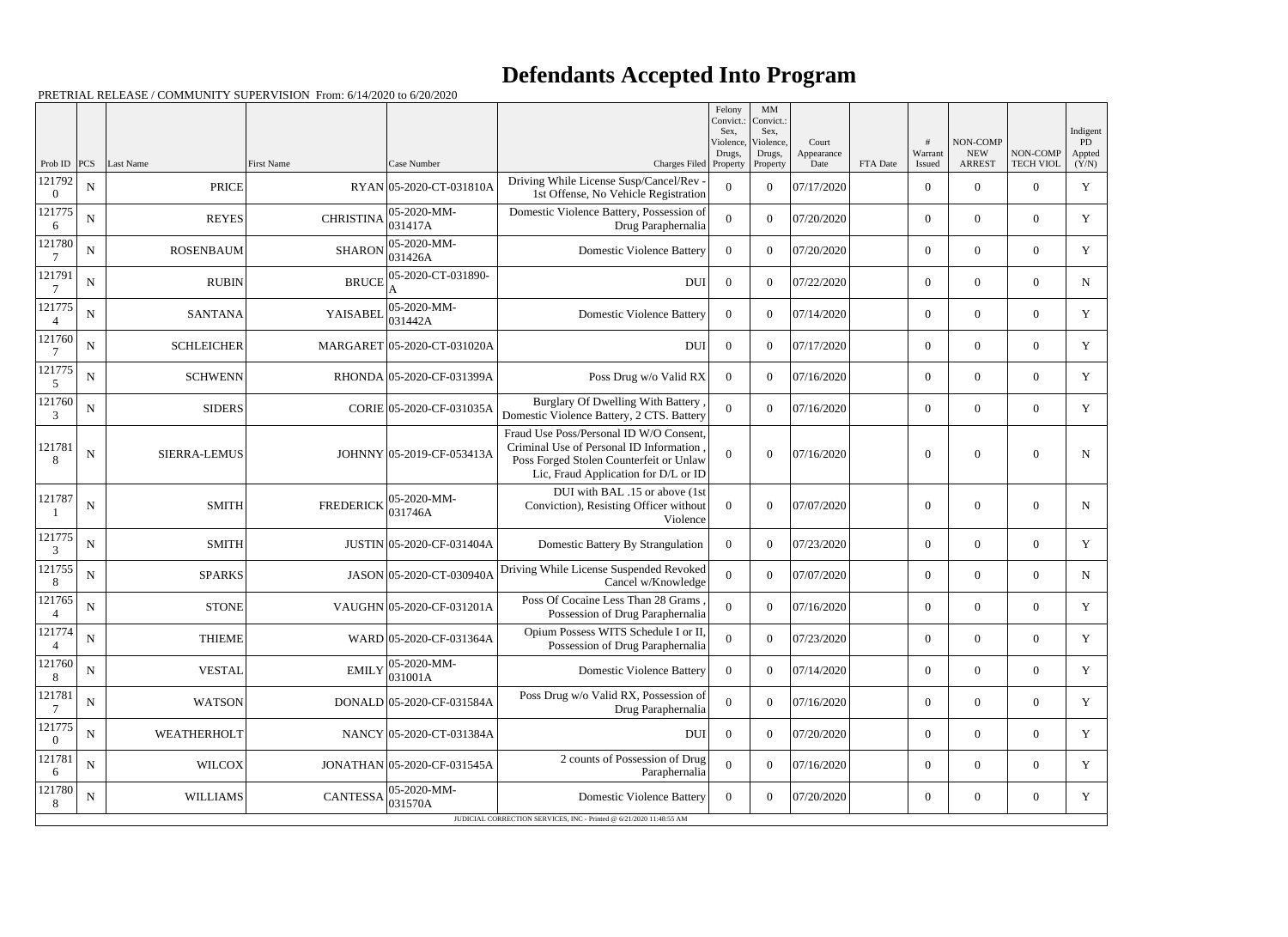# Defendants Accepted Into Program

PRETRIAL RELEASE / COMMUNITY SUPERVISION From: 6/14/2020 to 6/20/2020

| Prob ID | PCS | Last Name | First Name | Case Number | Charges Filed | Felony Convict.: Sex, Violence, Drugs, Property | MM Convict.: Sex, Violence, Drugs, Property | Court Appearance Date | FTA Date | # Warrant Issued | NON-COMP NEW ARREST | NON-COMP TECH VIOL | Indigent PD Appted (Y/N) |
|---|---|---|---|---|---|---|---|---|---|---|---|---|---|
| 1217920 | N | PRICE | RYAN | 05-2020-CT-031810A | Driving While License Susp/Cancel/Rev - 1st Offense, No Vehicle Registration | 0 | 0 | 07/17/2020 | | 0 | 0 | 0 | Y |
| 1217756 | N | REYES | CHRISTINA | 05-2020-MM-031417A | Domestic Violence Battery, Possession of Drug Paraphernalia | 0 | 0 | 07/20/2020 | | 0 | 0 | 0 | Y |
| 1217807 | N | ROSENBAUM | SHARON | 05-2020-MM-031426A | Domestic Violence Battery | 0 | 0 | 07/20/2020 | | 0 | 0 | 0 | Y |
| 1217917 | N | RUBIN | BRUCE | 05-2020-CT-031890-A | DUI | 0 | 0 | 07/22/2020 | | 0 | 0 | 0 | N |
| 1217754 | N | SANTANA | YAISABEL | 05-2020-MM-031442A | Domestic Violence Battery | 0 | 0 | 07/14/2020 | | 0 | 0 | 0 | Y |
| 1217607 | N | SCHLEICHER | MARGARET | 05-2020-CT-031020A | DUI | 0 | 0 | 07/17/2020 | | 0 | 0 | 0 | Y |
| 1217755 | N | SCHWENN | RHONDA | 05-2020-CF-031399A | Poss Drug w/o Valid RX | 0 | 0 | 07/16/2020 | | 0 | 0 | 0 | Y |
| 1217603 | N | SIDERS | CORIE | 05-2020-CF-031035A | Burglary Of Dwelling With Battery , Domestic Violence Battery, 2 CTS. Battery | 0 | 0 | 07/16/2020 | | 0 | 0 | 0 | Y |
| 1217818 | N | SIERRA-LEMUS | JOHNNY | 05-2019-CF-053413A | Fraud Use Poss/Personal ID W/O Consent, Criminal Use of Personal ID Information , Poss Forged Stolen Counterfeit or Unlaw Lic, Fraud Application for D/L or ID | 0 | 0 | 07/16/2020 | | 0 | 0 | 0 | N |
| 1217871 | N | SMITH | FREDERICK | 05-2020-MM-031746A | DUI with BAL .15 or above (1st Conviction), Resisting Officer without Violence | 0 | 0 | 07/07/2020 | | 0 | 0 | 0 | N |
| 1217753 | N | SMITH | JUSTIN | 05-2020-CF-031404A | Domestic Battery By Strangulation | 0 | 0 | 07/23/2020 | | 0 | 0 | 0 | Y |
| 1217558 | N | SPARKS | JASON | 05-2020-CT-030940A | Driving While License Suspended Revoked Cancel w/Knowledge | 0 | 0 | 07/07/2020 | | 0 | 0 | 0 | N |
| 1217654 | N | STONE | VAUGHN | 05-2020-CF-031201A | Poss Of Cocaine Less Than 28 Grams , Possession of Drug Paraphernalia | 0 | 0 | 07/16/2020 | | 0 | 0 | 0 | Y |
| 1217744 | N | THIEME | WARD | 05-2020-CF-031364A | Opium Possess WITS Schedule I or II, Possession of Drug Paraphernalia | 0 | 0 | 07/23/2020 | | 0 | 0 | 0 | Y |
| 1217608 | N | VESTAL | EMILY | 05-2020-MM-031001A | Domestic Violence Battery | 0 | 0 | 07/14/2020 | | 0 | 0 | 0 | Y |
| 1217817 | N | WATSON | DONALD | 05-2020-CF-031584A | Poss Drug w/o Valid RX, Possession of Drug Paraphernalia | 0 | 0 | 07/16/2020 | | 0 | 0 | 0 | Y |
| 1217750 | N | WEATHERHOLT | NANCY | 05-2020-CT-031384A | DUI | 0 | 0 | 07/20/2020 | | 0 | 0 | 0 | Y |
| 1217816 | N | WILCOX | JONATHAN | 05-2020-CF-031545A | 2 counts of Possession of Drug Paraphernalia | 0 | 0 | 07/16/2020 | | 0 | 0 | 0 | Y |
| 1217808 | N | WILLIAMS | CANTESSA | 05-2020-MM-031570A | Domestic Violence Battery | 0 | 0 | 07/20/2020 | | 0 | 0 | 0 | Y |

JUDICIAL CORRECTION SERVICES, INC - Printed @ 6/21/2020 11:48:55 AM